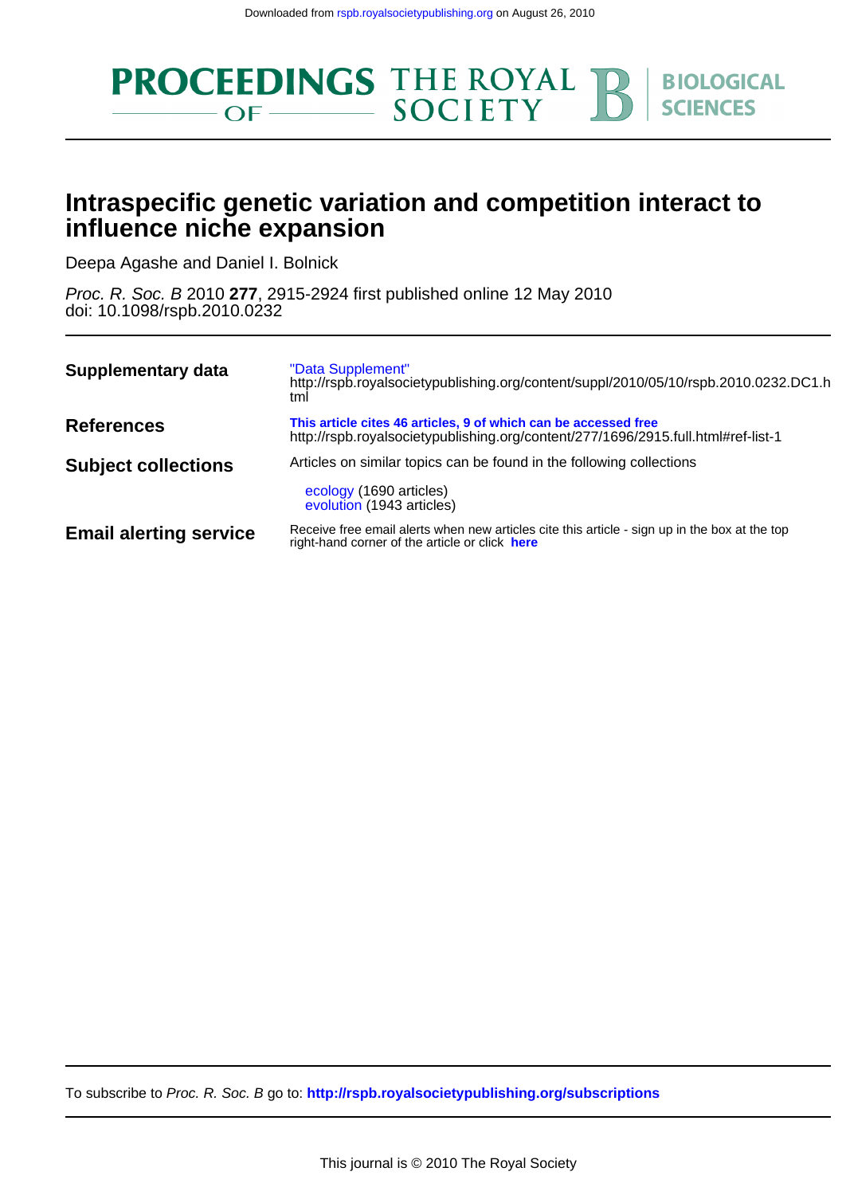# Intraspecific genetic variation and competition interact to influence niche expansion

Deepa Agashe and Daniel I. Bolnick

*Proc. R. Soc. B* 2010 **277**, 2915-2924 first published online 12 May 2010
doi: 10.1098/rspb.2010.0232

| | |
|---|---|
| **Supplementary data** | "Data Supplement" http://rspb.royalsocietypublishing.org/content/suppl/2010/05/10/rspb.2010.0232.DC1.html |
| **References** | **This article cites 46 articles, 9 of which can be accessed free** http://rspb.royalsocietypublishing.org/content/277/1696/2915.full.html#ref-list-1 |
| **Subject collections** | Articles on similar topics can be found in the following collections<br>ecology (1690 articles)<br>evolution (1943 articles) |
| **Email alerting service** | Receive free email alerts when new articles cite this article - sign up in the box at the top right-hand corner of the article or click **here** |

To subscribe to *Proc. R. Soc. B* go to: **http://rspb.royalsocietypublishing.org/subscriptions**

This journal is © 2010 The Royal Society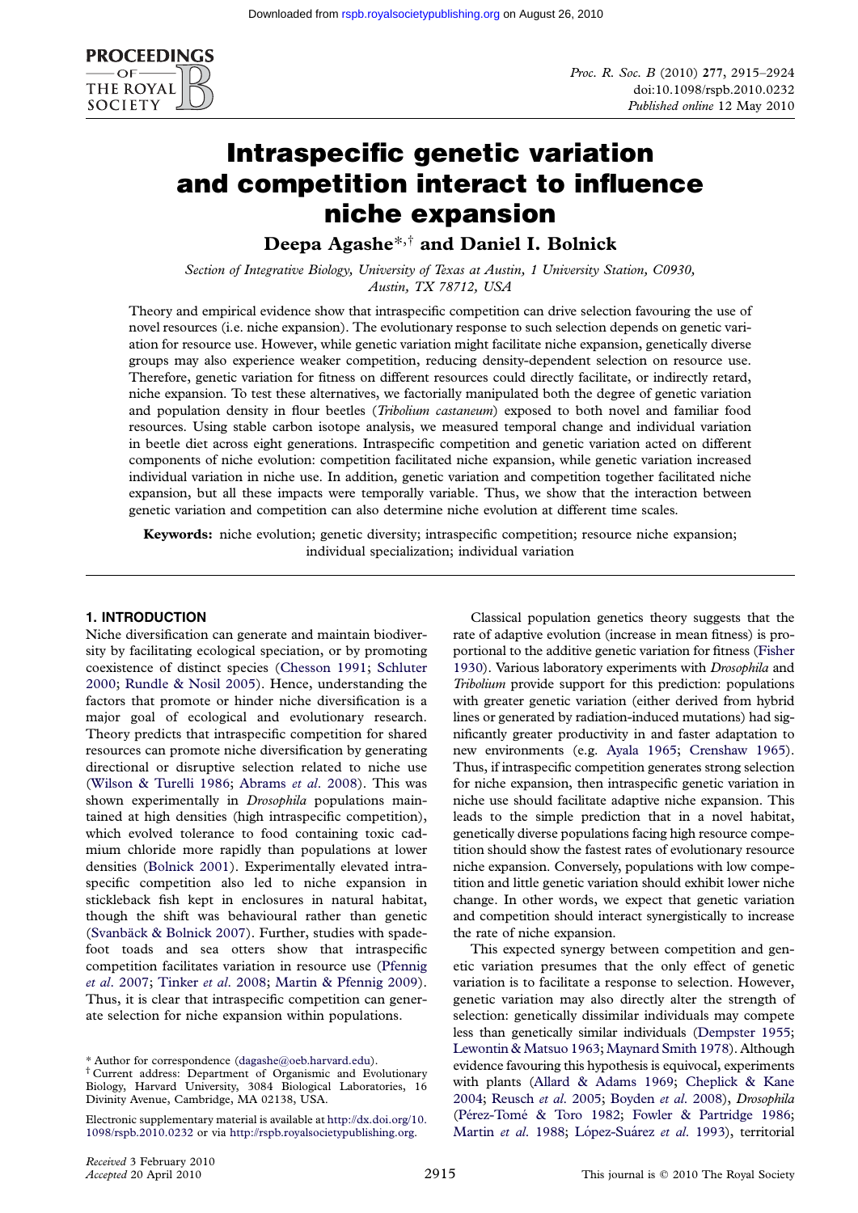# Intraspecific genetic variation and competition interact to influence niche expansion

**Deepa Agashe*,† and Daniel I. Bolnick**

*Section of Integrative Biology, University of Texas at Austin, 1 University Station, C0930, Austin, TX 78712, USA*

Theory and empirical evidence show that intraspecific competition can drive selection favouring the use of novel resources (i.e. niche expansion). The evolutionary response to such selection depends on genetic variation for resource use. However, while genetic variation might facilitate niche expansion, genetically diverse groups may also experience weaker competition, reducing density-dependent selection on resource use. Therefore, genetic variation for fitness on different resources could directly facilitate, or indirectly retard, niche expansion. To test these alternatives, we factorially manipulated both the degree of genetic variation and population density in flour beetles (*Tribolium castaneum*) exposed to both novel and familiar food resources. Using stable carbon isotope analysis, we measured temporal change and individual variation in beetle diet across eight generations. Intraspecific competition and genetic variation acted on different components of niche evolution: competition facilitated niche expansion, while genetic variation increased individual variation in niche use. In addition, genetic variation and competition together facilitated niche expansion, but all these impacts were temporally variable. Thus, we show that the interaction between genetic variation and competition can also determine niche evolution at different time scales.

**Keywords:** niche evolution; genetic diversity; intraspecific competition; resource niche expansion; individual specialization; individual variation

## 1. INTRODUCTION

Niche diversification can generate and maintain biodiversity by facilitating ecological speciation, or by promoting coexistence of distinct species (Chesson 1991; Schluter 2000; Rundle & Nosil 2005). Hence, understanding the factors that promote or hinder niche diversification is a major goal of ecological and evolutionary research. Theory predicts that intraspecific competition for shared resources can promote niche diversification by generating directional or disruptive selection related to niche use (Wilson & Turelli 1986; Abrams *et al*. 2008). This was shown experimentally in *Drosophila* populations maintained at high densities (high intraspecific competition), which evolved tolerance to food containing toxic cadmium chloride more rapidly than populations at lower densities (Bolnick 2001). Experimentally elevated intraspecific competition also led to niche expansion in stickleback fish kept in enclosures in natural habitat, though the shift was behavioural rather than genetic (Svanbäck & Bolnick 2007). Further, studies with spadefoot toads and sea otters show that intraspecific competition facilitates variation in resource use (Pfennig *et al*. 2007; Tinker *et al*. 2008; Martin & Pfennig 2009). Thus, it is clear that intraspecific competition can generate selection for niche expansion within populations.

Classical population genetics theory suggests that the rate of adaptive evolution (increase in mean fitness) is proportional to the additive genetic variation for fitness (Fisher 1930). Various laboratory experiments with *Drosophila* and *Tribolium* provide support for this prediction: populations with greater genetic variation (either derived from hybrid lines or generated by radiation-induced mutations) had significantly greater productivity in and faster adaptation to new environments (e.g. Ayala 1965; Crenshaw 1965). Thus, if intraspecific competition generates strong selection for niche expansion, then intraspecific genetic variation in niche use should facilitate adaptive niche expansion. This leads to the simple prediction that in a novel habitat, genetically diverse populations facing high resource competition should show the fastest rates of evolutionary resource niche expansion. Conversely, populations with low competition and little genetic variation should exhibit lower niche change. In other words, we expect that genetic variation and competition should interact synergistically to increase the rate of niche expansion.

This expected synergy between competition and genetic variation presumes that the only effect of genetic variation is to facilitate a response to selection. However, genetic variation may also directly alter the strength of selection: genetically dissimilar individuals may compete less than genetically similar individuals (Dempster 1955; Lewontin & Matsuo 1963; Maynard Smith 1978). Although evidence favouring this hypothesis is equivocal, experiments with plants (Allard & Adams 1969; Cheplick & Kane 2004; Reusch *et al*. 2005; Boyden *et al*. 2008), *Drosophila* (Pérez-Tomé & Toro 1982; Fowler & Partridge 1986; Martin *et al*. 1988; López-Suárez *et al*. 1993), territorial

\* Author for correspondence (dagashe@oeb.harvard.edu).
† Current address: Department of Organismic and Evolutionary Biology, Harvard University, 3084 Biological Laboratories, 16 Divinity Avenue, Cambridge, MA 02138, USA.

Electronic supplementary material is available at http://dx.doi.org/10.1098/rspb.2010.0232 or via http://rspb.royalsocietypublishing.org.

Received 3 February 2010
Accepted 20 April 2010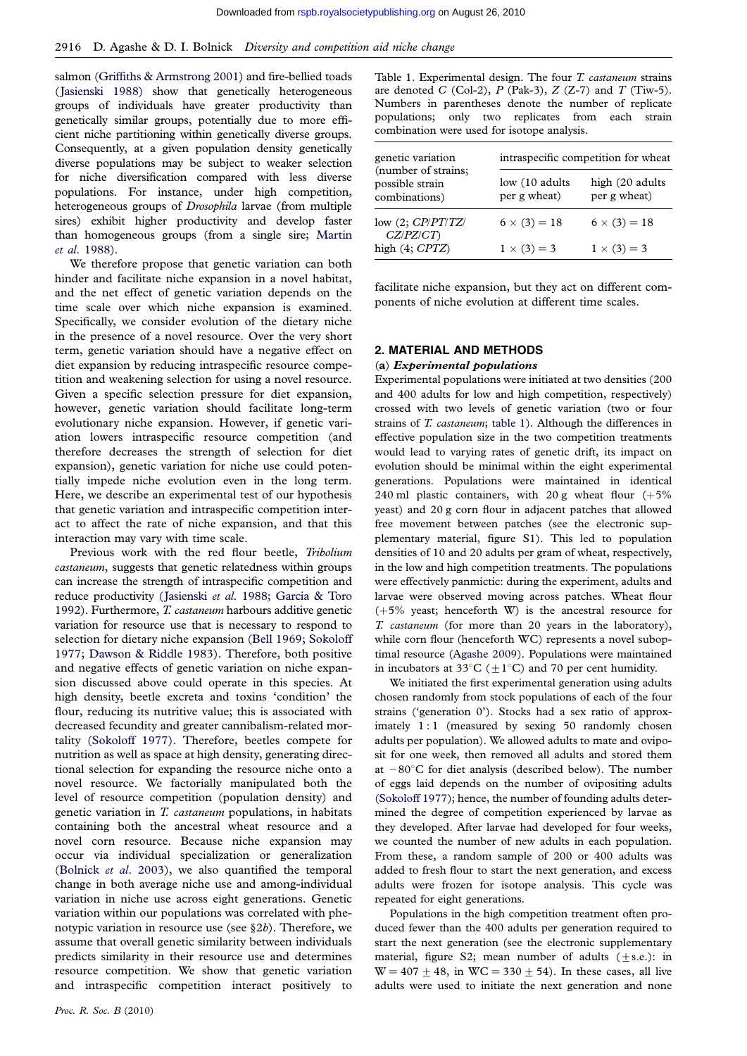salmon (Griffiths & Armstrong 2001) and fire-bellied toads (Jasienski 1988) show that genetically heterogeneous groups of individuals have greater productivity than genetically similar groups, potentially due to more efficient niche partitioning within genetically diverse groups. Consequently, at a given population density genetically diverse populations may be subject to weaker selection for niche diversification compared with less diverse populations. For instance, under high competition, heterogeneous groups of *Drosophila* larvae (from multiple sires) exhibit higher productivity and develop faster than homogeneous groups (from a single sire; Martin *et al.* 1988).

We therefore propose that genetic variation can both hinder and facilitate niche expansion in a novel habitat, and the net effect of genetic variation depends on the time scale over which niche expansion is examined. Specifically, we consider evolution of the dietary niche in the presence of a novel resource. Over the very short term, genetic variation should have a negative effect on diet expansion by reducing intraspecific resource competition and weakening selection for using a novel resource. Given a specific selection pressure for diet expansion, however, genetic variation should facilitate long-term evolutionary niche expansion. However, if genetic variation lowers intraspecific resource competition (and therefore decreases the strength of selection for diet expansion), genetic variation for niche use could potentially impede niche evolution even in the long term. Here, we describe an experimental test of our hypothesis that genetic variation and intraspecific competition interact to affect the rate of niche expansion, and that this interaction may vary with time scale.

Previous work with the red flour beetle, *Tribolium castaneum*, suggests that genetic relatedness within groups can increase the strength of intraspecific competition and reduce productivity (Jasienski *et al.* 1988; Garcia & Toro 1992). Furthermore, *T. castaneum* harbours additive genetic variation for resource use that is necessary to respond to selection for dietary niche expansion (Bell 1969; Sokoloff 1977; Dawson & Riddle 1983). Therefore, both positive and negative effects of genetic variation on niche expansion discussed above could operate in this species. At high density, beetle excreta and toxins 'condition' the flour, reducing its nutritive value; this is associated with decreased fecundity and greater cannibalism-related mortality (Sokoloff 1977). Therefore, beetles compete for nutrition as well as space at high density, generating directional selection for expanding the resource niche onto a novel resource. We factorially manipulated both the level of resource competition (population density) and genetic variation in *T. castaneum* populations, in habitats containing both the ancestral wheat resource and a novel corn resource. Because niche expansion may occur via individual specialization or generalization (Bolnick *et al.* 2003), we also quantified the temporal change in both average niche use and among-individual variation in niche use across eight generations. Genetic variation within our populations was correlated with phenotypic variation in resource use (see §2*b*). Therefore, we assume that overall genetic similarity between individuals predicts similarity in their resource use and determines resource competition. We show that genetic variation and intraspecific competition interact positively to facilitate niche expansion, but they act on different components of niche evolution at different time scales.

Table 1. Experimental design. The four *T. castaneum* strains are denoted *C* (Col-2), *P* (Pak-3), *Z* (Z-7) and *T* (Tiw-5). Numbers in parentheses denote the number of replicate populations; only two replicates from each strain combination were used for isotope analysis.

| genetic variation (number of strains; possible strain combinations) | intraspecific competition for wheat | |
|---|---|---|
| | low (10 adults per g wheat) | high (20 adults per g wheat) |
| low (2; *CP*/*PT*/*TZ*/*CZ*/*PZ*/*CT*) | $6 \times (3) = 18$ | $6 \times (3) = 18$ |
| high (4; *CPTZ*) | $1 \times (3) = 3$ | $1 \times (3) = 3$ |

## 2. MATERIAL AND METHODS

### (a) *Experimental populations*

Experimental populations were initiated at two densities (200 and 400 adults for low and high competition, respectively) crossed with two levels of genetic variation (two or four strains of *T. castaneum*; table 1). Although the differences in effective population size in the two competition treatments would lead to varying rates of genetic drift, its impact on evolution should be minimal within the eight experimental generations. Populations were maintained in identical 240 ml plastic containers, with 20 g wheat flour (+5% yeast) and 20 g corn flour in adjacent patches that allowed free movement between patches (see the electronic supplementary material, figure S1). This led to population densities of 10 and 20 adults per gram of wheat, respectively, in the low and high competition treatments. The populations were effectively panmictic: during the experiment, adults and larvae were observed moving across patches. Wheat flour (+5% yeast; henceforth W) is the ancestral resource for *T. castaneum* (for more than 20 years in the laboratory), while corn flour (henceforth WC) represents a novel suboptimal resource (Agashe 2009). Populations were maintained in incubators at 33°C (±1°C) and 70 per cent humidity.

We initiated the first experimental generation using adults chosen randomly from stock populations of each of the four strains ('generation 0'). Stocks had a sex ratio of approximately 1 : 1 (measured by sexing 50 randomly chosen adults per population). We allowed adults to mate and oviposit for one week, then removed all adults and stored them at −80°C for diet analysis (described below). The number of eggs laid depends on the number of ovipositing adults (Sokoloff 1977); hence, the number of founding adults determined the degree of competition experienced by larvae as they developed. After larvae had developed for four weeks, we counted the number of new adults in each population. From these, a random sample of 200 or 400 adults was added to fresh flour to start the next generation, and excess adults were frozen for isotope analysis. This cycle was repeated for eight generations.

Populations in the high competition treatment often produced fewer than the 400 adults per generation required to start the next generation (see the electronic supplementary material, figure S2; mean number of adults (±s.e.): in W = 407 ± 48, in WC = 330 ± 54). In these cases, all live adults were used to initiate the next generation and none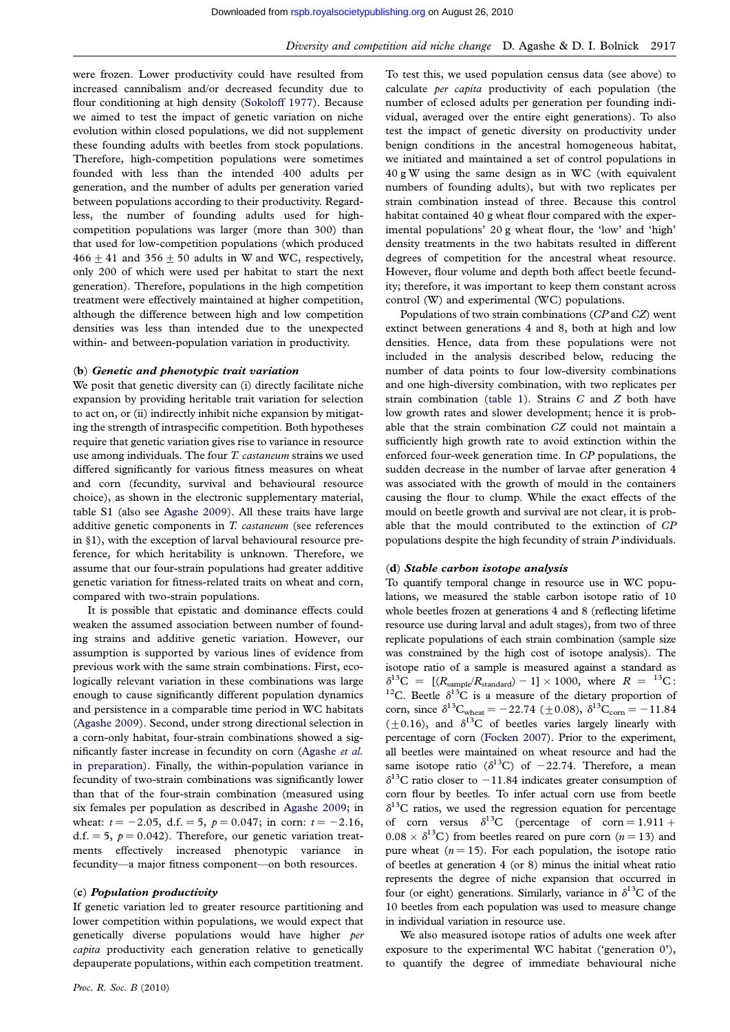were frozen. Lower productivity could have resulted from increased cannibalism and/or decreased fecundity due to flour conditioning at high density (Sokoloff 1977). Because we aimed to test the impact of genetic variation on niche evolution within closed populations, we did not supplement these founding adults with beetles from stock populations. Therefore, high-competition populations were sometimes founded with less than the intended 400 adults per generation, and the number of adults per generation varied between populations according to their productivity. Regardless, the number of founding adults used for high-competition populations was larger (more than 300) than that used for low-competition populations (which produced $466 \pm 41$ and $356 \pm 50$ adults in W and WC, respectively, only 200 of which were used per habitat to start the next generation). Therefore, populations in the high competition treatment were effectively maintained at higher competition, although the difference between high and low competition densities was less than intended due to the unexpected within- and between-population variation in productivity.

### (b) *Genetic and phenotypic trait variation*

We posit that genetic diversity can (i) directly facilitate niche expansion by providing heritable trait variation for selection to act on, or (ii) indirectly inhibit niche expansion by mitigating the strength of intraspecific competition. Both hypotheses require that genetic variation gives rise to variance in resource use among individuals. The four *T. castaneum* strains we used differed significantly for various fitness measures on wheat and corn (fecundity, survival and behavioural resource choice), as shown in the electronic supplementary material, table S1 (also see Agashe 2009). All these traits have large additive genetic components in *T. castaneum* (see references in §1), with the exception of larval behavioural resource preference, for which heritability is unknown. Therefore, we assume that our four-strain populations had greater additive genetic variation for fitness-related traits on wheat and corn, compared with two-strain populations.

It is possible that epistatic and dominance effects could weaken the assumed association between number of founding strains and additive genetic variation. However, our assumption is supported by various lines of evidence from previous work with the same strain combinations. First, ecologically relevant variation in these combinations was large enough to cause significantly different population dynamics and persistence in a comparable time period in WC habitats (Agashe 2009). Second, under strong directional selection in a corn-only habitat, four-strain combinations showed a significantly faster increase in fecundity on corn (Agashe *et al.* in preparation). Finally, the within-population variance in fecundity of two-strain combinations was significantly lower than that of the four-strain combination (measured using six females per population as described in Agashe 2009; in wheat: $t = -2.05$, d.f. $= 5$, $p = 0.047$; in corn: $t = -2.16$, d.f. $= 5$, $p = 0.042$). Therefore, our genetic variation treatments effectively increased phenotypic variance in fecundity—a major fitness component—on both resources.

### (c) *Population productivity*

If genetic variation led to greater resource partitioning and lower competition within populations, we would expect that genetically diverse populations would have higher *per capita* productivity each generation relative to genetically depauperate populations, within each competition treatment. To test this, we used population census data (see above) to calculate *per capita* productivity of each population (the number of eclosed adults per generation per founding individual, averaged over the entire eight generations). To also test the impact of genetic diversity on productivity under benign conditions in the ancestral homogeneous habitat, we initiated and maintained a set of control populations in 40 g W using the same design as in WC (with equivalent numbers of founding adults), but with two replicates per strain combination instead of three. Because this control habitat contained 40 g wheat flour compared with the experimental populations' 20 g wheat flour, the 'low' and 'high' density treatments in the two habitats resulted in different degrees of competition for the ancestral wheat resource. However, flour volume and depth both affect beetle fecundity; therefore, it was important to keep them constant across control (W) and experimental (WC) populations.

Populations of two strain combinations (*CP* and *CZ*) went extinct between generations 4 and 8, both at high and low densities. Hence, data from these populations were not included in the analysis described below, reducing the number of data points to four low-diversity combinations and one high-diversity combination, with two replicates per strain combination (table 1). Strains *C* and *Z* both have low growth rates and slower development; hence it is probable that the strain combination *CZ* could not maintain a sufficiently high growth rate to avoid extinction within the enforced four-week generation time. In *CP* populations, the sudden decrease in the number of larvae after generation 4 was associated with the growth of mould in the containers causing the flour to clump. While the exact effects of the mould on beetle growth and survival are not clear, it is probable that the mould contributed to the extinction of *CP* populations despite the high fecundity of strain *P* individuals.

### (d) *Stable carbon isotope analysis*

To quantify temporal change in resource use in WC populations, we measured the stable carbon isotope ratio of 10 whole beetles frozen at generations 4 and 8 (reflecting lifetime resource use during larval and adult stages), from two of three replicate populations of each strain combination (sample size was constrained by the high cost of isotope analysis). The isotope ratio of a sample is measured against a standard as $\delta^{13}C = [(R_{sample}/R_{standard}) - 1] \times 1000$, where $R = {}^{13}C : {}^{12}C$. Beetle $\delta^{13}C$ is a measure of the dietary proportion of corn, since $\delta^{13}C_{wheat} = -22.74$ ($\pm 0.08$), $\delta^{13}C_{corn} = -11.84$ ($\pm 0.16$), and $\delta^{13}C$ of beetles varies largely linearly with percentage of corn (Focken 2007). Prior to the experiment, all beetles were maintained on wheat resource and had the same isotope ratio ($\delta^{13}C$) of $-22.74$. Therefore, a mean $\delta^{13}C$ ratio closer to $-11.84$ indicates greater consumption of corn flour by beetles. To infer actual corn use from beetle $\delta^{13}C$ ratios, we used the regression equation for percentage of corn versus $\delta^{13}C$ (percentage of corn $= 1.911 + 0.08 \times \delta^{13}C$) from beetles reared on pure corn ($n = 13$) and pure wheat ($n = 15$). For each population, the isotope ratio of beetles at generation 4 (or 8) minus the initial wheat ratio represents the degree of niche expansion that occurred in four (or eight) generations. Similarly, variance in $\delta^{13}C$ of the 10 beetles from each population was used to measure change in individual variation in resource use.

We also measured isotope ratios of adults one week after exposure to the experimental WC habitat ('generation 0'), to quantify the degree of immediate behavioural niche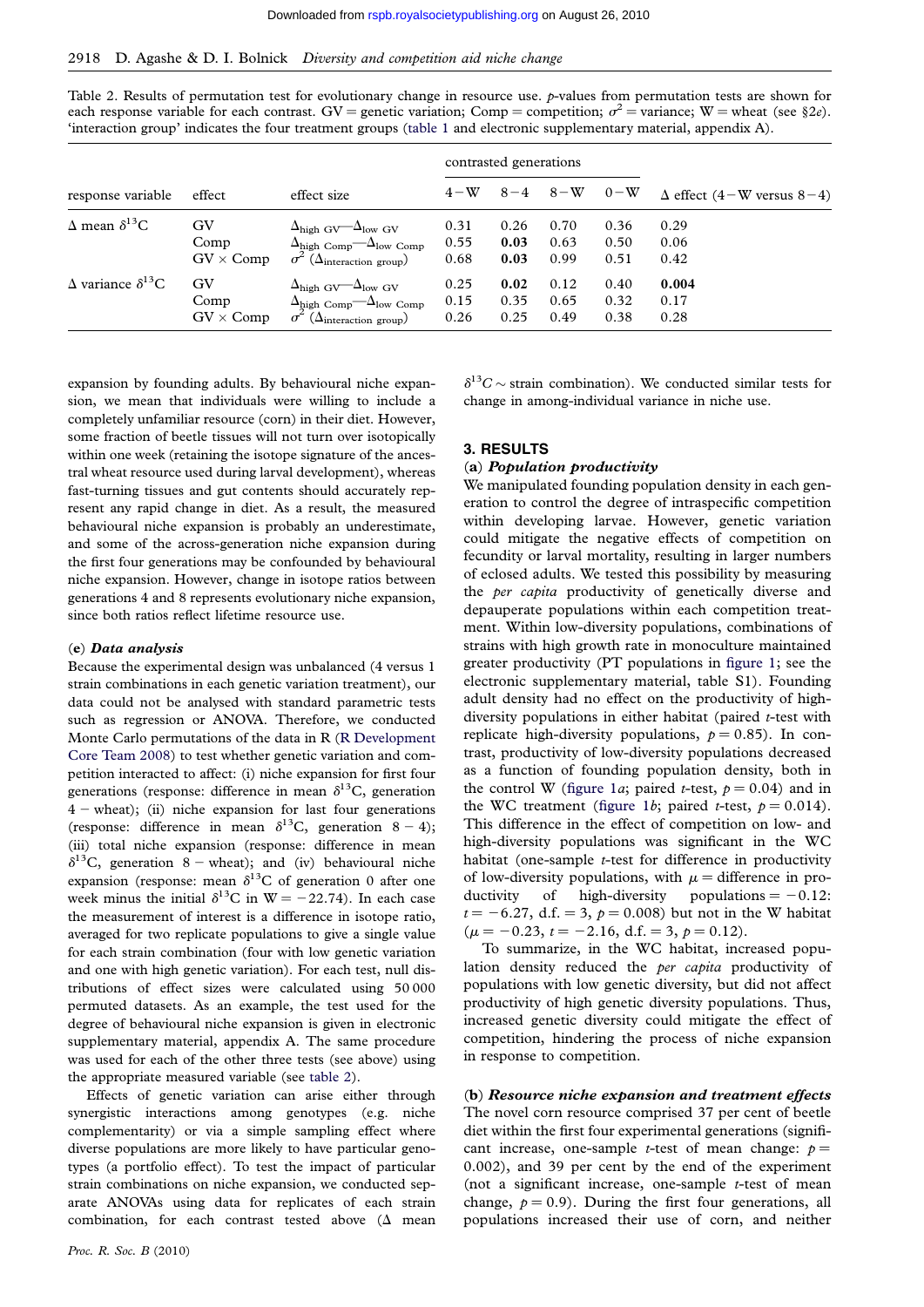Table 2. Results of permutation test for evolutionary change in resource use. *p*-values from permutation tests are shown for each response variable for each contrast. GV = genetic variation; Comp = competition; $\sigma^2$ = variance; W = wheat (see §2*e*). 'interaction group' indicates the four treatment groups (table 1 and electronic supplementary material, appendix A).

| response variable | effect | effect size | contrasted generations | | | | $\Delta$ effect (4 − W versus 8 − 4) |
|---|---|---|---|---|---|---|---|
| | | | 4 − W | 8 − 4 | 8 − W | 0 − W | |
| $\Delta$ mean $\delta^{13}$C | GV | $\Delta_{\text{high GV}}$—$\Delta_{\text{low GV}}$ | 0.31 | 0.26 | 0.70 | 0.36 | 0.29 |
| | Comp | $\Delta_{\text{high Comp}}$—$\Delta_{\text{low Comp}}$ | 0.55 | **0.03** | 0.63 | 0.50 | 0.06 |
| | GV × Comp | $\sigma^2$ ($\Delta_{\text{interaction group}}$) | 0.68 | **0.03** | 0.99 | 0.51 | 0.42 |
| $\Delta$ variance $\delta^{13}$C | GV | $\Delta_{\text{high GV}}$—$\Delta_{\text{low GV}}$ | 0.25 | **0.02** | 0.12 | 0.40 | **0.004** |
| | Comp | $\Delta_{\text{high Comp}}$—$\Delta_{\text{low Comp}}$ | 0.15 | 0.35 | 0.65 | 0.32 | 0.17 |
| | GV × Comp | $\sigma^2$ ($\Delta_{\text{interaction group}}$) | 0.26 | 0.25 | 0.49 | 0.38 | 0.28 |

expansion by founding adults. By behavioural niche expansion, we mean that individuals were willing to include a completely unfamiliar resource (corn) in their diet. However, some fraction of beetle tissues will not turn over isotopically within one week (retaining the isotope signature of the ancestral wheat resource used during larval development), whereas fast-turning tissues and gut contents should accurately represent any rapid change in diet. As a result, the measured behavioural niche expansion is probably an underestimate, and some of the across-generation niche expansion during the first four generations may be confounded by behavioural niche expansion. However, change in isotope ratios between generations 4 and 8 represents evolutionary niche expansion, since both ratios reflect lifetime resource use.

### (e) *Data analysis*

Because the experimental design was unbalanced (4 versus 1 strain combinations in each genetic variation treatment), our data could not be analysed with standard parametric tests such as regression or ANOVA. Therefore, we conducted Monte Carlo permutations of the data in R (R Development Core Team 2008) to test whether genetic variation and competition interacted to affect: (i) niche expansion for first four generations (response: difference in mean $\delta^{13}$C, generation 4 − wheat); (ii) niche expansion for last four generations (response: difference in mean $\delta^{13}$C, generation 8 − 4); (iii) total niche expansion (response: difference in mean $\delta^{13}$C, generation 8 − wheat); and (iv) behavioural niche expansion (response: mean $\delta^{13}$C of generation 0 after one week minus the initial $\delta^{13}$C in W = −22.74). In each case the measurement of interest is a difference in isotope ratio, averaged for two replicate populations to give a single value for each strain combination (four with low genetic variation and one with high genetic variation). For each test, null distributions of effect sizes were calculated using 50 000 permuted datasets. As an example, the test used for the degree of behavioural niche expansion is given in electronic supplementary material, appendix A. The same procedure was used for each of the other three tests (see above) using the appropriate measured variable (see table 2).

Effects of genetic variation can arise either through synergistic interactions among genotypes (e.g. niche complementarity) or via a simple sampling effect where diverse populations are more likely to have particular genotypes (a portfolio effect). To test the impact of particular strain combinations on niche expansion, we conducted separate ANOVAs using data for replicates of each strain combination, for each contrast tested above ($\Delta$ mean $\delta^{13}C$ ~ strain combination). We conducted similar tests for change in among-individual variance in niche use.

## 3. RESULTS

### (a) *Population productivity*

We manipulated founding population density in each generation to control the degree of intraspecific competition within developing larvae. However, genetic variation could mitigate the negative effects of competition on fecundity or larval mortality, resulting in larger numbers of eclosed adults. We tested this possibility by measuring the *per capita* productivity of genetically diverse and depauperate populations within each competition treatment. Within low-diversity populations, combinations of strains with high growth rate in monoculture maintained greater productivity (PT populations in figure 1; see the electronic supplementary material, table S1). Founding adult density had no effect on the productivity of high-diversity populations in either habitat (paired *t*-test with replicate high-diversity populations, $p = 0.85$). In contrast, productivity of low-diversity populations decreased as a function of founding population density, both in the control W (figure 1*a*; paired *t*-test, $p = 0.04$) and in the WC treatment (figure 1*b*; paired *t*-test, $p = 0.014$). This difference in the effect of competition on low- and high-diversity populations was significant in the WC habitat (one-sample *t*-test for difference in productivity of low-diversity populations, with $\mu$ = difference in productivity of high-diversity populations = −0.12: $t = -6.27$, d.f. = 3, $p = 0.008$) but not in the W habitat ($\mu = -0.23$, $t = -2.16$, d.f. = 3, $p = 0.12$).

To summarize, in the WC habitat, increased population density reduced the *per capita* productivity of populations with low genetic diversity, but did not affect productivity of high genetic diversity populations. Thus, increased genetic diversity could mitigate the effect of competition, hindering the process of niche expansion in response to competition.

### (b) *Resource niche expansion and treatment effects*

The novel corn resource comprised 37 per cent of beetle diet within the first four experimental generations (significant increase, one-sample *t*-test of mean change: $p = 0.002$), and 39 per cent by the end of the experiment (not a significant increase, one-sample *t*-test of mean change, $p = 0.9$). During the first four generations, all populations increased their use of corn, and neither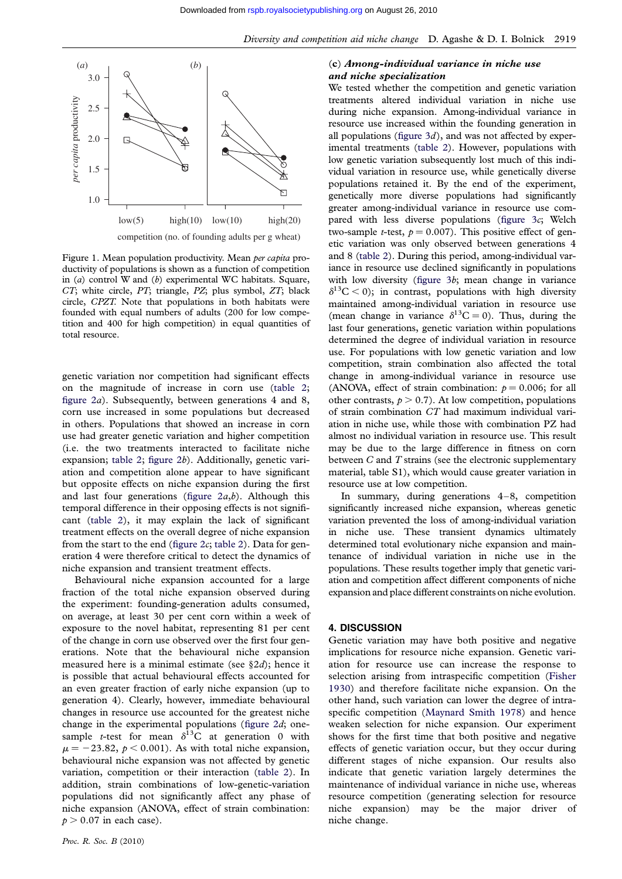Figure 1. Mean population productivity. Mean *per capita* productivity of populations is shown as a function of competition in (*a*) control W and (*b*) experimental WC habitats. Square, *CT*; white circle, *PT*; triangle, *PZ*; plus symbol, *ZT*; black circle, *CPZT*. Note that populations in both habitats were founded with equal numbers of adults (200 for low competition and 400 for high competition) in equal quantities of total resource.

genetic variation nor competition had significant effects on the magnitude of increase in corn use (table 2; figure 2*a*). Subsequently, between generations 4 and 8, corn use increased in some populations but decreased in others. Populations that showed an increase in corn use had greater genetic variation and higher competition (i.e. the two treatments interacted to facilitate niche expansion; table 2; figure 2*b*). Additionally, genetic variation and competition alone appear to have significant but opposite effects on niche expansion during the first and last four generations (figure 2*a*,*b*). Although this temporal difference in their opposing effects is not significant (table 2), it may explain the lack of significant treatment effects on the overall degree of niche expansion from the start to the end (figure 2*c*; table 2). Data for generation 4 were therefore critical to detect the dynamics of niche expansion and transient treatment effects.

Behavioural niche expansion accounted for a large fraction of the total niche expansion observed during the experiment: founding-generation adults consumed, on average, at least 30 per cent corn within a week of exposure to the novel habitat, representing 81 per cent of the change in corn use observed over the first four generations. Note that the behavioural niche expansion measured here is a minimal estimate (see §2*d*); hence it is possible that actual behavioural effects accounted for an even greater fraction of early niche expansion (up to generation 4). Clearly, however, immediate behavioural changes in resource use accounted for the greatest niche change in the experimental populations (figure 2*d*; one-sample *t*-test for mean $\delta^{13}$C at generation 0 with $\mu = -23.82$, $p < 0.001$). As with total niche expansion, behavioural niche expansion was not affected by genetic variation, competition or their interaction (table 2). In addition, strain combinations of low-genetic-variation populations did not significantly affect any phase of niche expansion (ANOVA, effect of strain combination: $p > 0.07$ in each case).

### (c) *Among-individual variance in niche use and niche specialization*

We tested whether the competition and genetic variation treatments altered individual variation in niche use during niche expansion. Among-individual variance in resource use increased within the founding generation in all populations (figure 3*d*), and was not affected by experimental treatments (table 2). However, populations with low genetic variation subsequently lost much of this individual variation in resource use, while genetically diverse populations retained it. By the end of the experiment, genetically more diverse populations had significantly greater among-individual variance in resource use compared with less diverse populations (figure 3*c*; Welch two-sample *t*-test, $p = 0.007$). This positive effect of genetic variation was only observed between generations 4 and 8 (table 2). During this period, among-individual variance in resource use declined significantly in populations with low diversity (figure 3*b*; mean change in variance $\delta^{13}\mathrm{C} < 0$); in contrast, populations with high diversity maintained among-individual variation in resource use (mean change in variance $\delta^{13}\mathrm{C} = 0$). Thus, during the last four generations, genetic variation within populations determined the degree of individual variation in resource use. For populations with low genetic variation and low competition, strain combination also affected the total change in among-individual variance in resource use (ANOVA, effect of strain combination: $p = 0.006$; for all other contrasts, $p > 0.7$). At low competition, populations of strain combination *CT* had maximum individual variation in niche use, while those with combination PZ had almost no individual variation in resource use. This result may be due to the large difference in fitness on corn between *C* and *T* strains (see the electronic supplementary material, table S1), which would cause greater variation in resource use at low competition.

In summary, during generations 4–8, competition significantly increased niche expansion, whereas genetic variation prevented the loss of among-individual variation in niche use. These transient dynamics ultimately determined total evolutionary niche expansion and maintenance of individual variation in niche use in the populations. These results together imply that genetic variation and competition affect different components of niche expansion and place different constraints on niche evolution.

## 4. DISCUSSION

Genetic variation may have both positive and negative implications for resource niche expansion. Genetic variation for resource use can increase the response to selection arising from intraspecific competition (Fisher 1930) and therefore facilitate niche expansion. On the other hand, such variation can lower the degree of intraspecific competition (Maynard Smith 1978) and hence weaken selection for niche expansion. Our experiment shows for the first time that both positive and negative effects of genetic variation occur, but they occur during different stages of niche expansion. Our results also indicate that genetic variation largely determines the maintenance of individual variance in niche use, whereas resource competition (generating selection for resource niche expansion) may be the major driver of niche change.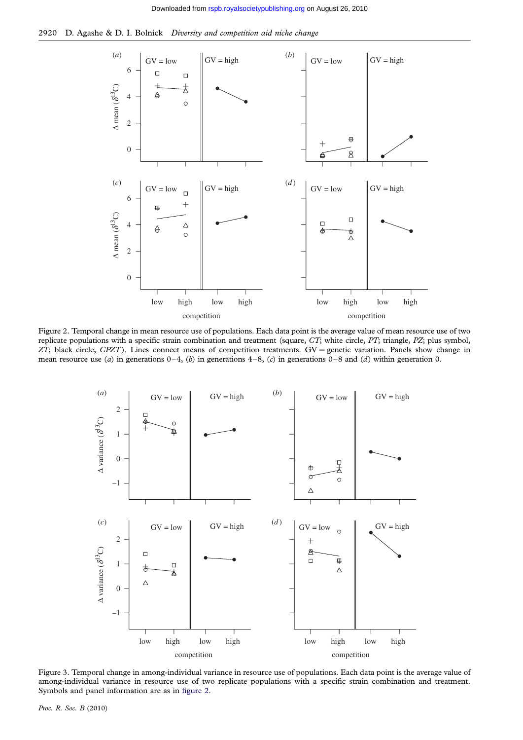Figure 2. Temporal change in mean resource use of populations. Each data point is the average value of mean resource use of two replicate populations with a specific strain combination and treatment (square, *CT*; white circle, *PT*; triangle, *PZ*; plus symbol, *ZT*; black circle, *CPZT*). Lines connect means of competition treatments. GV = genetic variation. Panels show change in mean resource use (*a*) in generations 0–4, (*b*) in generations 4–8, (*c*) in generations 0–8 and (*d*) within generation 0.

Figure 3. Temporal change in among-individual variance in resource use of populations. Each data point is the average value of among-individual variance in resource use of two replicate populations with a specific strain combination and treatment. Symbols and panel information are as in figure 2.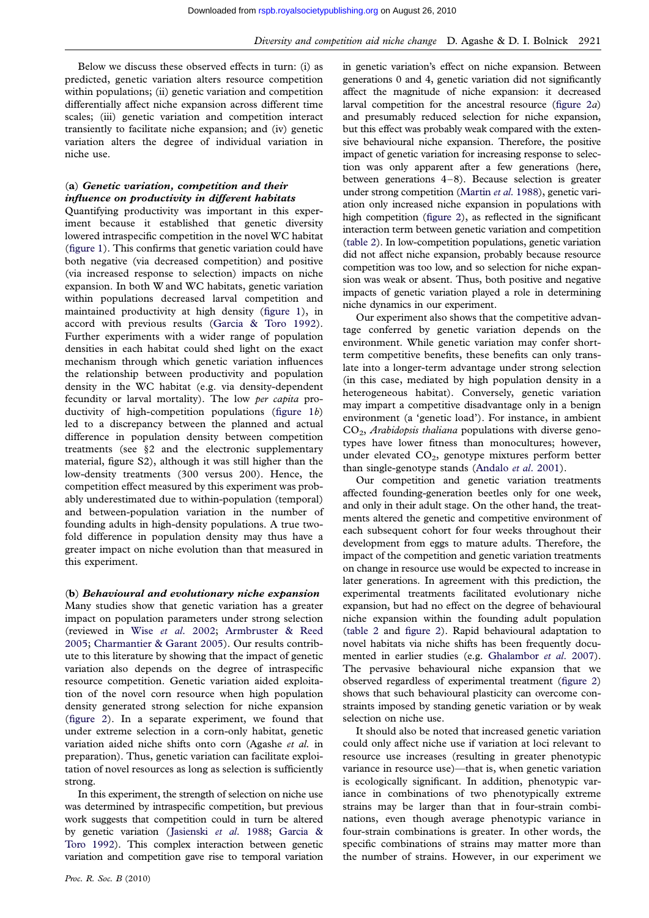Below we discuss these observed effects in turn: (i) as predicted, genetic variation alters resource competition within populations; (ii) genetic variation and competition differentially affect niche expansion across different time scales; (iii) genetic variation and competition interact transiently to facilitate niche expansion; and (iv) genetic variation alters the degree of individual variation in niche use.

### (a) *Genetic variation, competition and their influence on productivity in different habitats*

Quantifying productivity was important in this experiment because it established that genetic diversity lowered intraspecific competition in the novel WC habitat (figure 1). This confirms that genetic variation could have both negative (via decreased competition) and positive (via increased response to selection) impacts on niche expansion. In both W and WC habitats, genetic variation within populations decreased larval competition and maintained productivity at high density (figure 1), in accord with previous results (Garcia & Toro 1992). Further experiments with a wider range of population densities in each habitat could shed light on the exact mechanism through which genetic variation influences the relationship between productivity and population density in the WC habitat (e.g. via density-dependent fecundity or larval mortality). The low *per capita* productivity of high-competition populations (figure 1*b*) led to a discrepancy between the planned and actual difference in population density between competition treatments (see §2 and the electronic supplementary material, figure S2), although it was still higher than the low-density treatments (300 versus 200). Hence, the competition effect measured by this experiment was probably underestimated due to within-population (temporal) and between-population variation in the number of founding adults in high-density populations. A true two-fold difference in population density may thus have a greater impact on niche evolution than that measured in this experiment.

### (b) *Behavioural and evolutionary niche expansion*

Many studies show that genetic variation has a greater impact on population parameters under strong selection (reviewed in Wise *et al.* 2002; Armbruster & Reed 2005; Charmantier & Garant 2005). Our results contribute to this literature by showing that the impact of genetic variation also depends on the degree of intraspecific resource competition. Genetic variation aided exploitation of the novel corn resource when high population density generated strong selection for niche expansion (figure 2). In a separate experiment, we found that under extreme selection in a corn-only habitat, genetic variation aided niche shifts onto corn (Agashe *et al.* in preparation). Thus, genetic variation can facilitate exploitation of novel resources as long as selection is sufficiently strong.

In this experiment, the strength of selection on niche use was determined by intraspecific competition, but previous work suggests that competition could in turn be altered by genetic variation (Jasienski *et al.* 1988; Garcia & Toro 1992). This complex interaction between genetic variation and competition gave rise to temporal variation in genetic variation's effect on niche expansion. Between generations 0 and 4, genetic variation did not significantly affect the magnitude of niche expansion: it decreased larval competition for the ancestral resource (figure 2*a*) and presumably reduced selection for niche expansion, but this effect was probably weak compared with the extensive behavioural niche expansion. Therefore, the positive impact of genetic variation for increasing response to selection was only apparent after a few generations (here, between generations 4–8). Because selection is greater under strong competition (Martin *et al.* 1988), genetic variation only increased niche expansion in populations with high competition (figure 2), as reflected in the significant interaction term between genetic variation and competition (table 2). In low-competition populations, genetic variation did not affect niche expansion, probably because resource competition was too low, and so selection for niche expansion was weak or absent. Thus, both positive and negative impacts of genetic variation played a role in determining niche dynamics in our experiment.

Our experiment also shows that the competitive advantage conferred by genetic variation depends on the environment. While genetic variation may confer short-term competitive benefits, these benefits can only translate into a longer-term advantage under strong selection (in this case, mediated by high population density in a heterogeneous habitat). Conversely, genetic variation may impart a competitive disadvantage only in a benign environment (a 'genetic load'). For instance, in ambient $CO_2$, *Arabidopsis thaliana* populations with diverse genotypes have lower fitness than monocultures; however, under elevated $CO_2$, genotype mixtures perform better than single-genotype stands (Andalo *et al.* 2001).

Our competition and genetic variation treatments affected founding-generation beetles only for one week, and only in their adult stage. On the other hand, the treatments altered the genetic and competitive environment of each subsequent cohort for four weeks throughout their development from eggs to mature adults. Therefore, the impact of the competition and genetic variation treatments on change in resource use would be expected to increase in later generations. In agreement with this prediction, the experimental treatments facilitated evolutionary niche expansion, but had no effect on the degree of behavioural niche expansion within the founding adult population (table 2 and figure 2). Rapid behavioural adaptation to novel habitats via niche shifts has been frequently documented in earlier studies (e.g. Ghalambor *et al.* 2007). The pervasive behavioural niche expansion that we observed regardless of experimental treatment (figure 2) shows that such behavioural plasticity can overcome constraints imposed by standing genetic variation or by weak selection on niche use.

It should also be noted that increased genetic variation could only affect niche use if variation at loci relevant to resource use increases (resulting in greater phenotypic variance in resource use)—that is, when genetic variation is ecologically significant. In addition, phenotypic variance in combinations of two phenotypically extreme strains may be larger than that in four-strain combinations, even though average phenotypic variance in four-strain combinations is greater. In other words, the specific combinations of strains may matter more than the number of strains. However, in our experiment we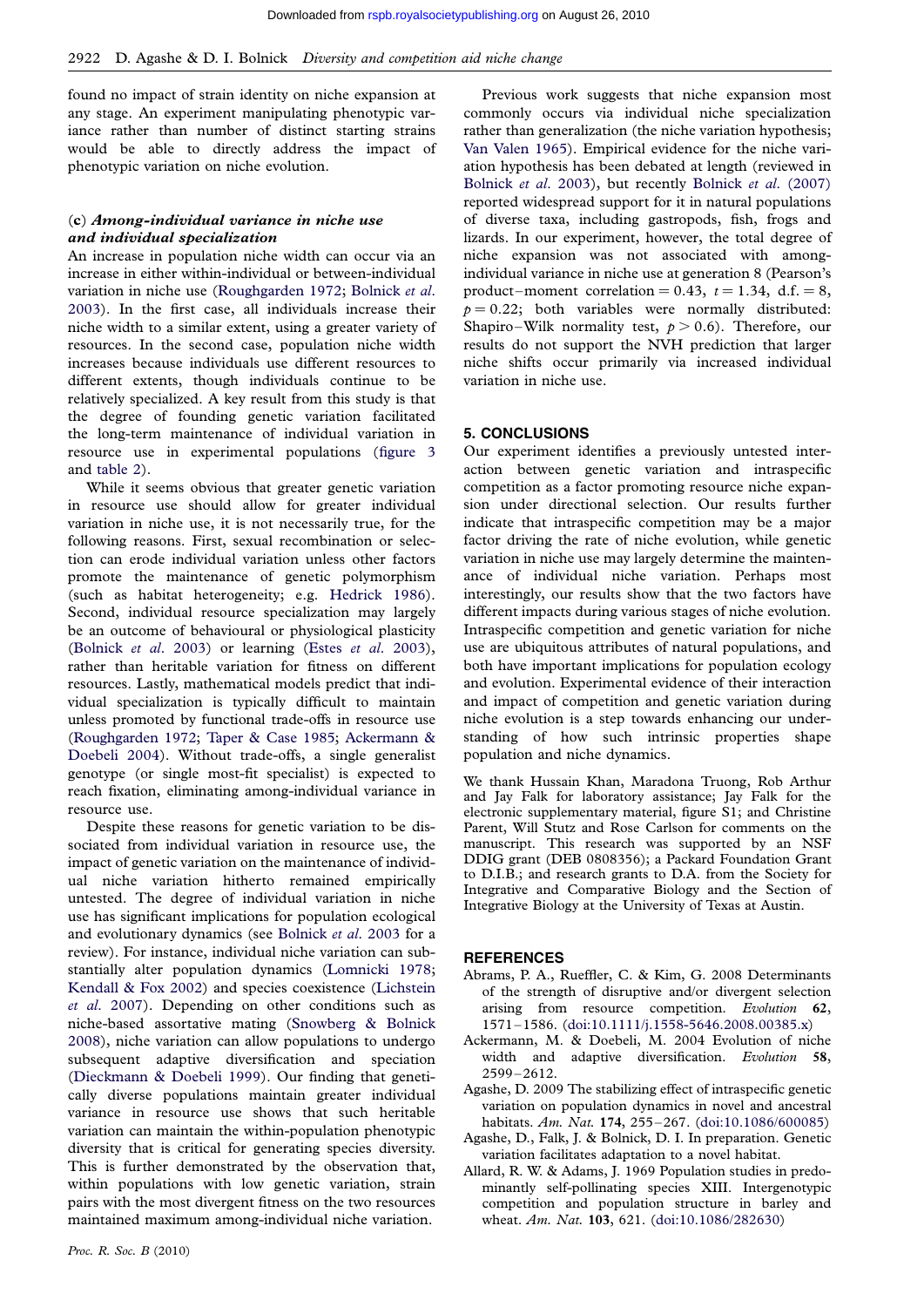found no impact of strain identity on niche expansion at any stage. An experiment manipulating phenotypic variance rather than number of distinct starting strains would be able to directly address the impact of phenotypic variation on niche evolution.

### (c) *Among-individual variance in niche use and individual specialization*

An increase in population niche width can occur via an increase in either within-individual or between-individual variation in niche use (Roughgarden 1972; Bolnick *et al.* 2003). In the first case, all individuals increase their niche width to a similar extent, using a greater variety of resources. In the second case, population niche width increases because individuals use different resources to different extents, though individuals continue to be relatively specialized. A key result from this study is that the degree of founding genetic variation facilitated the long-term maintenance of individual variation in resource use in experimental populations (figure 3 and table 2).

While it seems obvious that greater genetic variation in resource use should allow for greater individual variation in niche use, it is not necessarily true, for the following reasons. First, sexual recombination or selection can erode individual variation unless other factors promote the maintenance of genetic polymorphism (such as habitat heterogeneity; e.g. Hedrick 1986). Second, individual resource specialization may largely be an outcome of behavioural or physiological plasticity (Bolnick *et al.* 2003) or learning (Estes *et al.* 2003), rather than heritable variation for fitness on different resources. Lastly, mathematical models predict that individual specialization is typically difficult to maintain unless promoted by functional trade-offs in resource use (Roughgarden 1972; Taper & Case 1985; Ackermann & Doebeli 2004). Without trade-offs, a single generalist genotype (or single most-fit specialist) is expected to reach fixation, eliminating among-individual variance in resource use.

Despite these reasons for genetic variation to be dissociated from individual variation in resource use, the impact of genetic variation on the maintenance of individual niche variation hitherto remained empirically untested. The degree of individual variation in niche use has significant implications for population ecological and evolutionary dynamics (see Bolnick *et al.* 2003 for a review). For instance, individual niche variation can substantially alter population dynamics (Lomnicki 1978; Kendall & Fox 2002) and species coexistence (Lichstein *et al.* 2007). Depending on other conditions such as niche-based assortative mating (Snowberg & Bolnick 2008), niche variation can allow populations to undergo subsequent adaptive diversification and speciation (Dieckmann & Doebeli 1999). Our finding that genetically diverse populations maintain greater individual variance in resource use shows that such heritable variation can maintain the within-population phenotypic diversity that is critical for generating species diversity. This is further demonstrated by the observation that, within populations with low genetic variation, strain pairs with the most divergent fitness on the two resources maintained maximum among-individual niche variation.

Previous work suggests that niche expansion most commonly occurs via individual niche specialization rather than generalization (the niche variation hypothesis; Van Valen 1965). Empirical evidence for the niche variation hypothesis has been debated at length (reviewed in Bolnick *et al.* 2003), but recently Bolnick *et al.* (2007) reported widespread support for it in natural populations of diverse taxa, including gastropods, fish, frogs and lizards. In our experiment, however, the total degree of niche expansion was not associated with among-individual variance in niche use at generation 8 (Pearson's product–moment correlation = 0.43, $t = 1.34$, d.f. = 8, $p = 0.22$; both variables were normally distributed: Shapiro–Wilk normality test, $p > 0.6$). Therefore, our results do not support the NVH prediction that larger niche shifts occur primarily via increased individual variation in niche use.

## 5. CONCLUSIONS

Our experiment identifies a previously untested interaction between genetic variation and intraspecific competition as a factor promoting resource niche expansion under directional selection. Our results further indicate that intraspecific competition may be a major factor driving the rate of niche evolution, while genetic variation in niche use may largely determine the maintenance of individual niche variation. Perhaps most interestingly, our results show that the two factors have different impacts during various stages of niche evolution. Intraspecific competition and genetic variation for niche use are ubiquitous attributes of natural populations, and both have important implications for population ecology and evolution. Experimental evidence of their interaction and impact of competition and genetic variation during niche evolution is a step towards enhancing our understanding of how such intrinsic properties shape population and niche dynamics.

We thank Hussain Khan, Maradona Truong, Rob Arthur and Jay Falk for laboratory assistance; Jay Falk for the electronic supplementary material, figure S1; and Christine Parent, Will Stutz and Rose Carlson for comments on the manuscript. This research was supported by an NSF DDIG grant (DEB 0808356); a Packard Foundation Grant to D.I.B.; and research grants to D.A. from the Society for Integrative and Comparative Biology and the Section of Integrative Biology at the University of Texas at Austin.

## REFERENCES

Abrams, P. A., Rueffler, C. & Kim, G. 2008 Determinants of the strength of disruptive and/or divergent selection arising from resource competition. *Evolution* **62**, 1571–1586. (doi:10.1111/j.1558-5646.2008.00385.x)

Ackermann, M. & Doebeli, M. 2004 Evolution of niche width and adaptive diversification. *Evolution* **58**, 2599–2612.

Agashe, D. 2009 The stabilizing effect of intraspecific genetic variation on population dynamics in novel and ancestral habitats. *Am. Nat.* **174**, 255–267. (doi:10.1086/600085)

Agashe, D., Falk, J. & Bolnick, D. I. In preparation. Genetic variation facilitates adaptation to a novel habitat.

Allard, R. W. & Adams, J. 1969 Population studies in predominantly self-pollinating species XIII. Intergenotypic competition and population structure in barley and wheat. *Am. Nat.* **103**, 621. (doi:10.1086/282630)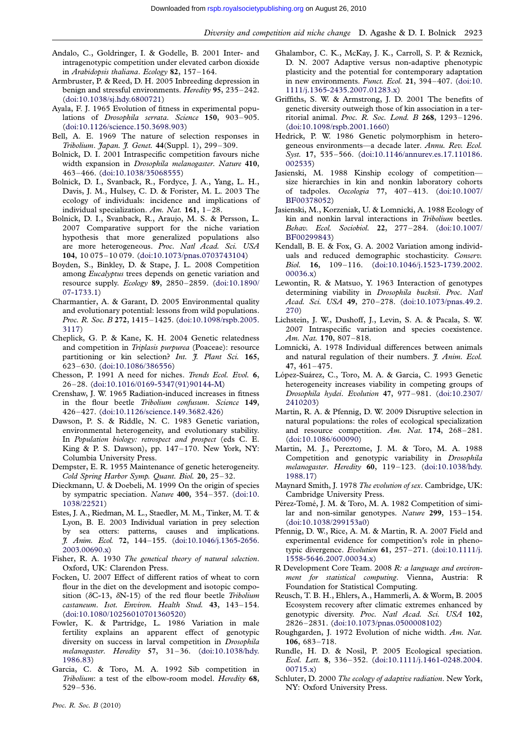Andalo, C., Goldringer, I. & Godelle, B. 2001 Inter- and intragenotypic competition under elevated carbon dioxide in *Arabidopsis thaliana*. *Ecology* **82**, 157–164.

Armbruster, P. & Reed, D. H. 2005 Inbreeding depression in benign and stressful environments. *Heredity* **95**, 235–242. (doi:10.1038/sj.hdy.6800721)

Ayala, F. J. 1965 Evolution of fitness in experimental populations of *Drosophila serrata*. *Science* **150**, 903–905. (doi:10.1126/science.150.3698.903)

Bell, A. E. 1969 The nature of selection responses in *Tribolium*. *Japan. J. Genet.* **44**(Suppl. 1), 299–309.

Bolnick, D. I. 2001 Intraspecific competition favours niche width expansion in *Drosophila melanogaster*. *Nature* **410**, 463–466. (doi:10.1038/35068555)

Bolnick, D. I., Svanback, R., Fordyce, J. A., Yang, L. H., Davis, J. M., Hulsey, C. D. & Forister, M. L. 2003 The ecology of individuals: incidence and implications of individual specialization. *Am. Nat.* **161**, 1–28.

Bolnick, D. I., Svanback, R., Araujo, M. S. & Persson, L. 2007 Comparative support for the niche variation hypothesis that more generalized populations also are more heterogeneous. *Proc. Natl Acad. Sci. USA* **104**, 10 075–10 079. (doi:10.1073/pnas.0703743104)

Boyden, S., Binkley, D. & Stape, J. L. 2008 Competition among *Eucalyptus* trees depends on genetic variation and resource supply. *Ecology* **89**, 2850–2859. (doi:10.1890/07-1733.1)

Charmantier, A. & Garant, D. 2005 Environmental quality and evolutionary potential: lessons from wild populations. *Proc. R. Soc. B* **272**, 1415–1425. (doi:10.1098/rspb.2005.3117)

Cheplick, G. P. & Kane, K. H. 2004 Genetic relatedness and competition in *Triplasis purpurea* (Poaceae): resource partitioning or kin selection? *Int. J. Plant Sci.* **165**, 623–630. (doi:10.1086/386556)

Chesson, P. 1991 A need for niches. *Trends Ecol. Evol.* **6**, 26–28. (doi:10.1016/0169-5347(91)90144-M)

Crenshaw, J. W. 1965 Radiation-induced increases in fitness in the flour beetle *Tribolium confusum*. *Science* **149**, 426–427. (doi:10.1126/science.149.3682.426)

Dawson, P. S. & Riddle, N. C. 1983 Genetic variation, environmental heterogeneity, and evolutionary stability. In *Population biology: retrospect and prospect* (eds C. E. King & P. S. Dawson), pp. 147–170. New York, NY: Columbia University Press.

Dempster, E. R. 1955 Maintenance of genetic heterogeneity. *Cold Spring Harbor Symp. Quant. Biol.* **20**, 25–32.

Dieckmann, U. & Doebeli, M. 1999 On the origin of species by sympatric speciation. *Nature* **400**, 354–357. (doi:10.1038/22521)

Estes, J. A., Riedman, M. L., Staedler, M. M., Tinker, M. T. & Lyon, B. E. 2003 Individual variation in prey selection by sea otters: patterns, causes and implications. *J. Anim. Ecol.* **72**, 144–155. (doi:10.1046/j.1365-2656.2003.00690.x)

Fisher, R. A. 1930 *The genetical theory of natural selection*. Oxford, UK: Clarendon Press.

Focken, U. 2007 Effect of different ratios of wheat to corn flour in the diet on the development and isotopic composition ($\delta$C-13, $\delta$N-15) of the red flour beetle *Tribolium castaneum*. *Isot. Environ. Health Stud.* **43**, 143–154. (doi:10.1080/10256010701360520)

Fowler, K. & Partridge, L. 1986 Variation in male fertility explains an apparent effect of genotypic diversity on success in larval competition in *Drosophila melanogaster*. *Heredity* **57**, 31–36. (doi:10.1038/hdy.1986.83)

Garcia, C. & Toro, M. A. 1992 Sib competition in *Tribolium*: a test of the elbow-room model. *Heredity* **68**, 529–536.

Ghalambor, C. K., McKay, J. K., Carroll, S. P. & Reznick, D. N. 2007 Adaptive versus non-adaptive phenotypic plasticity and the potential for contemporary adaptation in new environments. *Funct. Ecol.* **21**, 394–407. (doi:10.1111/j.1365-2435.2007.01283.x)

Griffiths, S. W. & Armstrong, J. D. 2001 The benefits of genetic diversity outweigh those of kin association in a territorial animal. *Proc. R. Soc. Lond. B* **268**, 1293–1296. (doi:10.1098/rspb.2001.1660)

Hedrick, P. W. 1986 Genetic polymorphism in heterogeneous environments—a decade later. *Annu. Rev. Ecol. Syst.* **17**, 535–566. (doi:10.1146/annurev.es.17.110186.002535)

Jasienski, M. 1988 Kinship ecology of competition—size hierarchies in kin and nonkin laboratory cohorts of tadpoles. *Oecologia* **77**, 407–413. (doi:10.1007/BF00378052)

Jasienski, M., Korzeniak, U. & Lomnicki, A. 1988 Ecology of kin and nonkin larval interactions in *Tribolium* beetles. *Behav. Ecol. Sociobiol.* **22**, 277–284. (doi:10.1007/BF00299843)

Kendall, B. E. & Fox, G. A. 2002 Variation among individuals and reduced demographic stochasticity. *Conserv. Biol.* **16**, 109–116. (doi:10.1046/j.1523-1739.2002.00036.x)

Lewontin, R. & Matsuo, Y. 1963 Interaction of genotypes determining viability in *Drosophila bucksii*. *Proc. Natl Acad. Sci. USA* **49**, 270–278. (doi:10.1073/pnas.49.2.270)

Lichstein, J. W., Dushoff, J., Levin, S. A. & Pacala, S. W. 2007 Intraspecific variation and species coexistence. *Am. Nat.* **170**, 807–818.

Lomnicki, A. 1978 Individual differences between animals and natural regulation of their numbers. *J. Anim. Ecol.* **47**, 461–475.

López-Suárez, C., Toro, M. A. & Garcia, C. 1993 Genetic heterogeneity increases viability in competing groups of *Drosophila hydei*. *Evolution* **47**, 977–981. (doi:10.2307/2410203)

Martin, R. A. & Pfennig, D. W. 2009 Disruptive selection in natural populations: the roles of ecological specialization and resource competition. *Am. Nat.* **174**, 268–281. (doi:10.1086/600090)

Martin, M. J., Pereztome, J. M. & Toro, M. A. 1988 Competition and genotypic variability in *Drosophila melanogaster*. *Heredity* **60**, 119–123. (doi:10.1038/hdy.1988.17)

Maynard Smith, J. 1978 *The evolution of sex*. Cambridge, UK: Cambridge University Press.

Pérez-Tomé, J. M. & Toro, M. A. 1982 Competition of similar and non-similar genotypes. *Nature* **299**, 153–154. (doi:10.1038/299153a0)

Pfennig, D. W., Rice, A. M. & Martin, R. A. 2007 Field and experimental evidence for competition's role in phenotypic divergence. *Evolution* **61**, 257–271. (doi:10.1111/j.1558-5646.2007.00034.x)

R Development Core Team. 2008 *R: a language and environment for statistical computing*. Vienna, Austria: R Foundation for Statistical Computing.

Reusch, T. B. H., Ehlers, A., Hammerli, A. & Worm, B. 2005 Ecosystem recovery after climatic extremes enhanced by genotypic diversity. *Proc. Natl Acad. Sci. USA* **102**, 2826–2831. (doi:10.1073/pnas.0500008102)

Roughgarden, J. 1972 Evolution of niche width. *Am. Nat.* **106**, 683–718.

Rundle, H. D. & Nosil, P. 2005 Ecological speciation. *Ecol. Lett.* **8**, 336–352. (doi:10.1111/j.1461-0248.2004.00715.x)

Schluter, D. 2000 *The ecology of adaptive radiation*. New York, NY: Oxford University Press.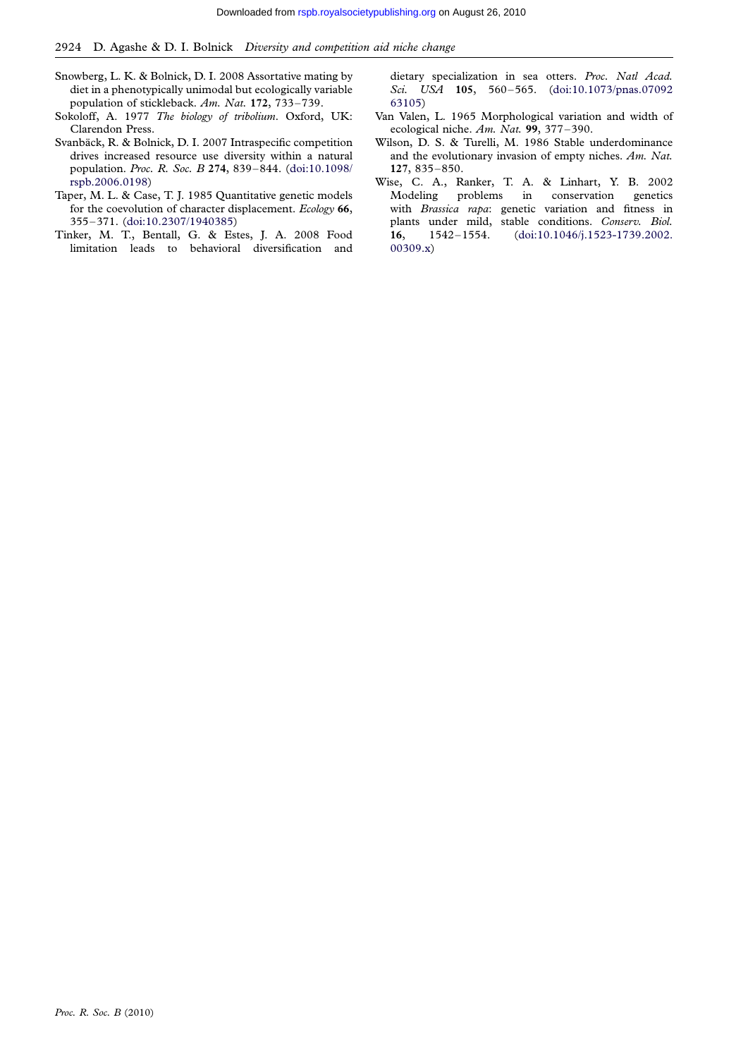Snowberg, L. K. & Bolnick, D. I. 2008 Assortative mating by diet in a phenotypically unimodal but ecologically variable population of stickleback. *Am. Nat.* **172**, 733–739.

Sokoloff, A. 1977 *The biology of tribolium*. Oxford, UK: Clarendon Press.

Svanbäck, R. & Bolnick, D. I. 2007 Intraspecific competition drives increased resource use diversity within a natural population. *Proc. R. Soc. B* **274**, 839–844. (doi:10.1098/rspb.2006.0198)

Taper, M. L. & Case, T. J. 1985 Quantitative genetic models for the coevolution of character displacement. *Ecology* **66**, 355–371. (doi:10.2307/1940385)

Tinker, M. T., Bentall, G. & Estes, J. A. 2008 Food limitation leads to behavioral diversification and dietary specialization in sea otters. *Proc. Natl Acad. Sci. USA* **105**, 560–565. (doi:10.1073/pnas.0709263105)

Van Valen, L. 1965 Morphological variation and width of ecological niche. *Am. Nat.* **99**, 377–390.

Wilson, D. S. & Turelli, M. 1986 Stable underdominance and the evolutionary invasion of empty niches. *Am. Nat.* **127**, 835–850.

Wise, C. A., Ranker, T. A. & Linhart, Y. B. 2002 Modeling problems in conservation genetics with *Brassica rapa*: genetic variation and fitness in plants under mild, stable conditions. *Conserv. Biol.* **16**, 1542–1554. (doi:10.1046/j.1523-1739.2002.00309.x)